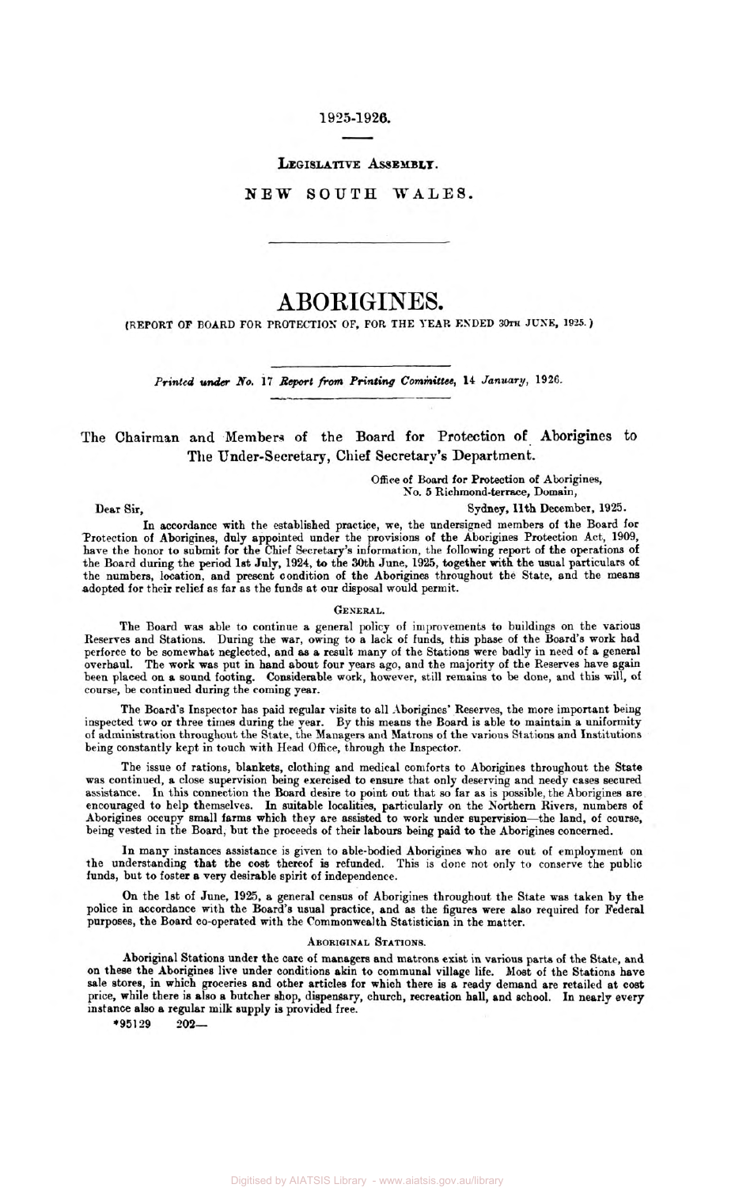1925-1926.

LEGISLATIVE ASSEMBLY.

NEW SOUTH WALES.

# ABORIGINES.

(REPORT OF BOARD FOR PROTECTION OF, FOR THE YEAR ENDED 30TH JUNE, 1925.)

*Printed under No. 17 Report from Printing Committee, 14 January, 1926.*

## The Chairman and Members of the Board for Protection of Aborigines to The Under-Secretary, Chief Secretary's Department.

Office of Board for Protection of Aborigines,
No. 5 Richmond-terrace, Domain,
Sydney, 11th December, 1925.

Dear Sir,

In accordance with the established practice, we, the undersigned members of the Board for Protection of Aborigines, duly appointed under the provisions of the Aborigines Protection Act, 1909, have the honor to submit for the Chief Secretary's information, the following report of the operations of the Board during the period 1st July, 1924, to the 30th June, 1925, together with the usual particulars of the numbers, location, and present condition of the Aborigines throughout the State, and the means adopted for their relief as far as the funds at our disposal would permit.

### GENERAL.

The Board was able to continue a general policy of improvements to buildings on the various Reserves and Stations. During the war, owing to a lack of funds, this phase of the Board's work had perforce to be somewhat neglected, and as a result many of the Stations were badly in need of a general overhaul. The work was put in hand about four years ago, and the majority of the Reserves have again been placed on a sound footing. Considerable work, however, still remains to be done, and this will, of course, be continued during the coming year.

The Board's Inspector has paid regular visits to all Aborigines' Reserves, the more important being inspected two or three times during the year. By this means the Board is able to maintain a uniformity of administration throughout the State, the Managers and Matrons of the various Stations and Institutions being constantly kept in touch with Head Office, through the Inspector.

The issue of rations, blankets, clothing and medical comforts to Aborigines throughout the State was continued, a close supervision being exercised to ensure that only deserving and needy cases secured assistance. In this connection the Board desire to point out that so far as is possible, the Aborigines are encouraged to help themselves. In suitable localities, particularly on the Northern Rivers, numbers of Aborigines occupy small farms which they are assisted to work under supervision—the land, of course, being vested in the Board, but the proceeds of their labours being paid to the Aborigines concerned.

In many instances assistance is given to able-bodied Aborigines who are out of employment on the understanding that the cost thereof is refunded. This is done not only to conserve the public funds, but to foster a very desirable spirit of independence.

On the 1st of June, 1925, a general census of Aborigines throughout the State was taken by the police in accordance with the Board's usual practice, and as the figures were also required for Federal purposes, the Board co-operated with the Commonwealth Statistician in the matter.

### ABORIGINAL STATIONS.

Aboriginal Stations under the care of managers and matrons exist in various parts of the State, and on these the Aborigines live under conditions akin to communal village life. Most of the Stations have sale stores, in which groceries and other articles for which there is a ready demand are retailed at cost price, while there is also a butcher shop, dispensary, church, recreation hall, and school. In nearly every instance also a regular milk supply is provided free.

*95129 202—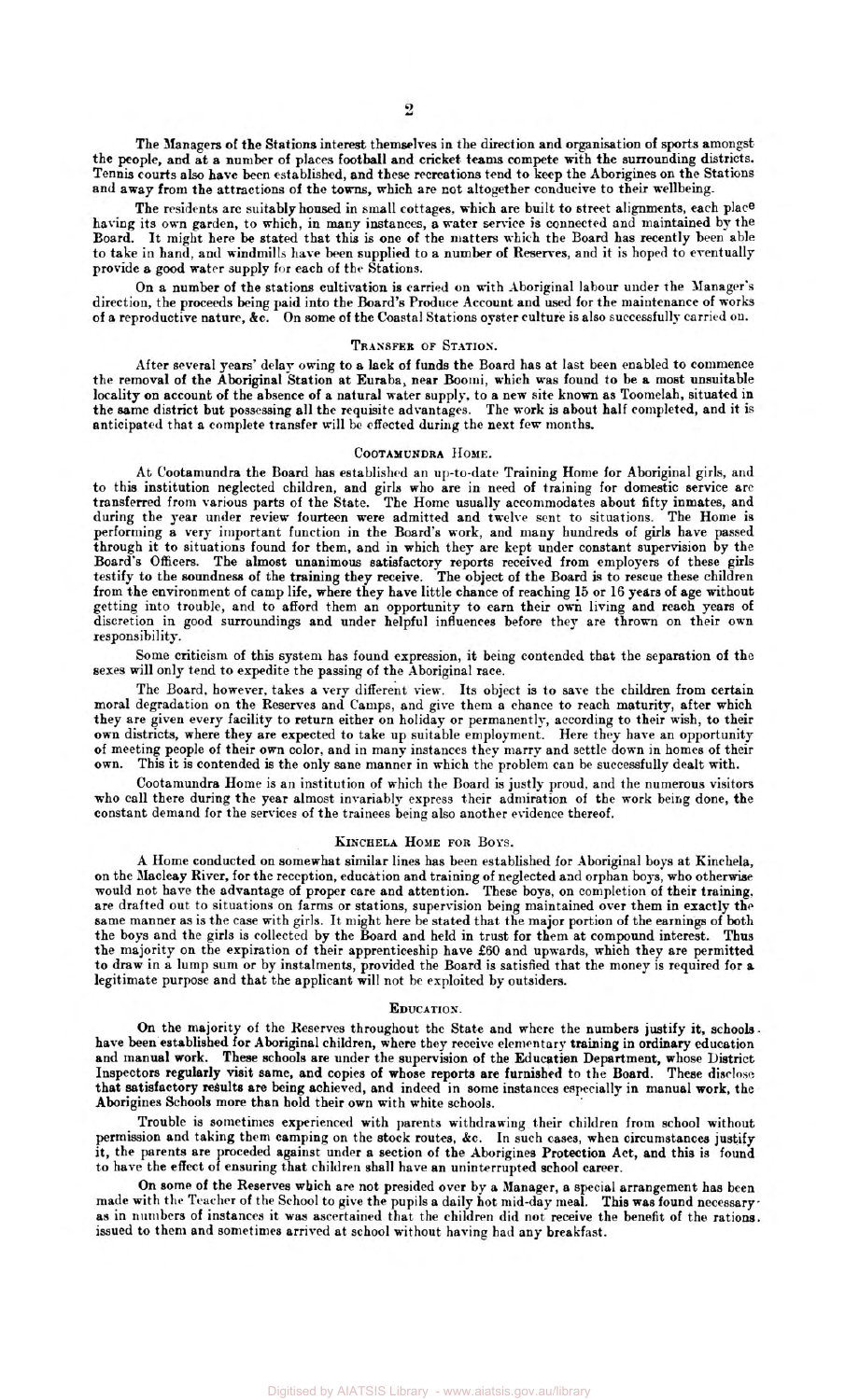The Managers of the Stations interest themselves in the direction and organisation of sports amongst the people, and at a number of places football and cricket teams compete with the surrounding districts. Tennis courts also have been established, and these recreations tend to keep the Aborigines on the Stations and away from the attractions of the towns, which are not altogether conducive to their wellbeing.

The residents are suitably housed in small cottages, which are built to street alignments, each place having its own garden, to which, in many instances, a water service is connected and maintained by the Board. It might here be stated that this is one of the matters which the Board has recently been able to take in hand, and windmills have been supplied to a number of Reserves, and it is hoped to eventually provide a good water supply for each of the Stations.

On a number of the stations cultivation is carried on with Aboriginal labour under the Manager's direction, the proceeds being paid into the Board's Produce Account and used for the maintenance of works of a reproductive nature, &c. On some of the Coastal Stations oyster culture is also successfully carried on.

## Transfer of Station.

After several years' delay owing to a lack of funds the Board has at last been enabled to commence the removal of the Aboriginal Station at Euraba, near Boomi, which was found to be a most unsuitable locality on account of the absence of a natural water supply, to a new site known as Toomelah, situated in the same district but possessing all the requisite advantages. The work is about half completed, and it is anticipated that a complete transfer will be effected during the next few months.

## Cootamundra Home.

At Cootamundra the Board has established an up-to-date Training Home for Aboriginal girls, and to this institution neglected children, and girls who are in need of training for domestic service are transferred from various parts of the State. The Home usually accommodates about fifty inmates, and during the year under review fourteen were admitted and twelve sent to situations. The Home is performing a very important function in the Board's work, and many hundreds of girls have passed through it to situations found for them, and in which they are kept under constant supervision by the Board's Officers. The almost unanimous satisfactory reports received from employers of these girls testify to the soundness of the training they receive. The object of the Board is to rescue these children from the environment of camp life, where they have little chance of reaching 15 or 16 years of age without getting into trouble, and to afford them an opportunity to earn their own living and reach years of discretion in good surroundings and under helpful influences before they are thrown on their own responsibility.

Some criticism of this system has found expression, it being contended that the separation of the sexes will only tend to expedite the passing of the Aboriginal race.

The Board, however, takes a very different view. Its object is to save the children from certain moral degradation on the Reserves and Camps, and give them a chance to reach maturity, after which they are given every facility to return either on holiday or permanently, according to their wish, to their own districts, where they are expected to take up suitable employment. Here they have an opportunity of meeting people of their own color, and in many instances they marry and settle down in homes of their own. This it is contended is the only sane manner in which the problem can be successfully dealt with.

Cootamundra Home is an institution of which the Board is justly proud, and the numerous visitors who call there during the year almost invariably express their admiration of the work being done, the constant demand for the services of the trainees being also another evidence thereof.

## Kinchela Home for Boys.

A Home conducted on somewhat similar lines has been established for Aboriginal boys at Kinchela, on the Macleay River, for the reception, education and training of neglected and orphan boys, who otherwise would not have the advantage of proper care and attention. These boys, on completion of their training, are drafted out to situations on farms or stations, supervision being maintained over them in exactly the same manner as is the case with girls. It might here be stated that the major portion of the earnings of both the boys and the girls is collected by the Board and held in trust for them at compound interest. Thus the majority on the expiration of their apprenticeship have £60 and upwards, which they are permitted to draw in a lump sum or by instalments, provided the Board is satisfied that the money is required for a legitimate purpose and that the applicant will not be exploited by outsiders.

## Education.

On the majority of the Reserves throughout the State and where the numbers justify it, schools have been established for Aboriginal children, where they receive elementary training in ordinary education and manual work. These schools are under the supervision of the Education Department, whose District Inspectors regularly visit same, and copies of whose reports are furnished to the Board. These disclose that satisfactory results are being achieved, and indeed in some instances especially in manual work, the Aborigines Schools more than hold their own with white schools.

Trouble is sometimes experienced with parents withdrawing their children from school without permission and taking them camping on the stock routes, &c. In such cases, when circumstances justify it, the parents are proceeded against under a section of the Aborigines Protection Act, and this is found to have the effect of ensuring that children shall have an uninterrupted school career.

On some of the Reserves which are not presided over by a Manager, a special arrangement has been made with the Teacher of the School to give the pupils a daily hot mid-day meal. This was found necessary as in numbers of instances it was ascertained that the children did not receive the benefit of the rations issued to them and sometimes arrived at school without having had any breakfast.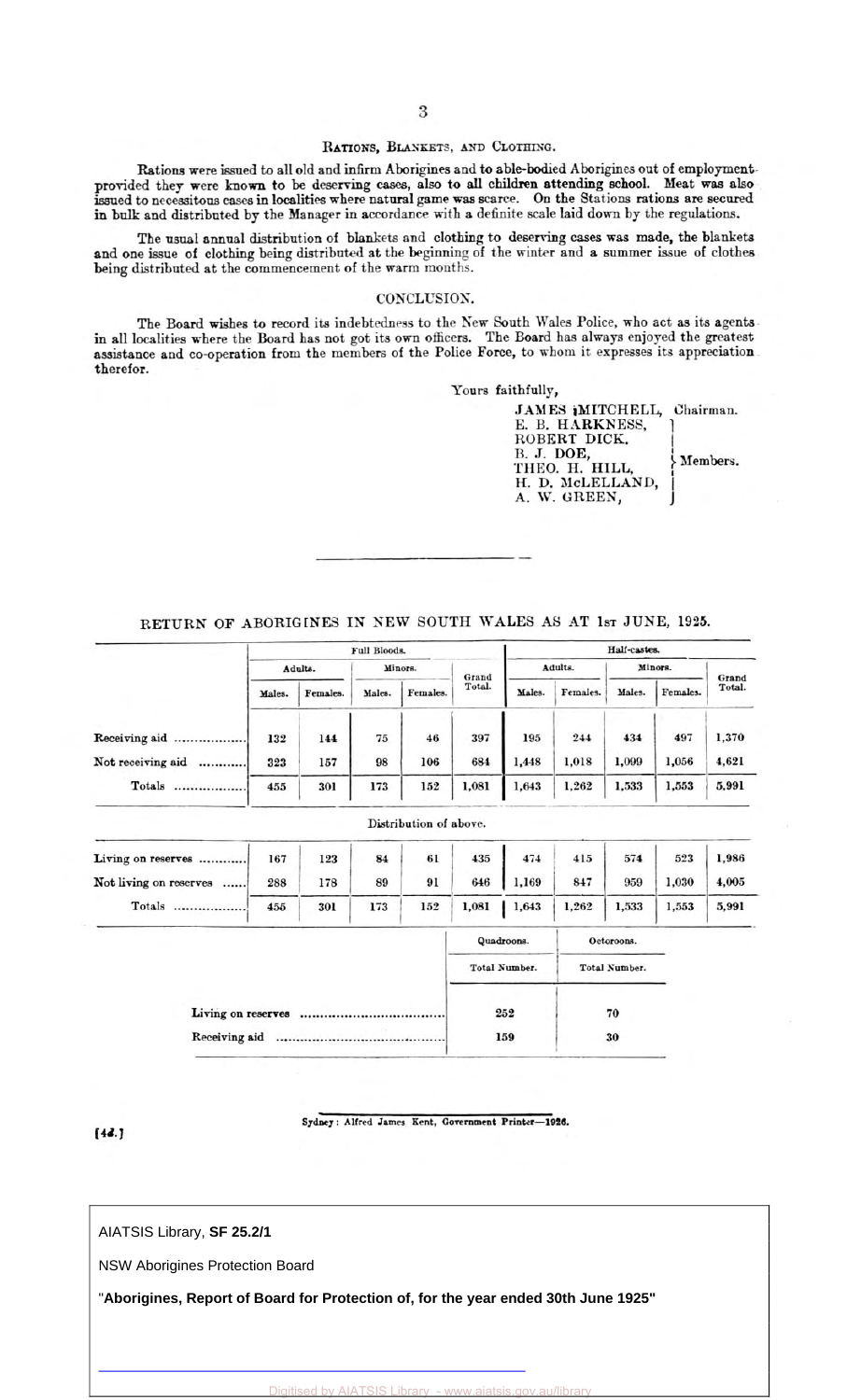### Rations, Blankets, and Clothing.

Rations were issued to all old and infirm Aborigines and to able-bodied Aborigines out of employment provided they were known to be deserving cases, also to all children attending school. Meat was also issued to necessitous cases in localities where natural game was scarce. On the Stations rations are secured in bulk and distributed by the Manager in accordance with a definite scale laid down by the regulations.

The usual annual distribution of blankets and clothing to deserving cases was made, the blankets and one issue of clothing being distributed at the beginning of the winter and a summer issue of clothes being distributed at the commencement of the warm months.

### CONCLUSION.

The Board wishes to record its indebtedness to the New South Wales Police, who act as its agents in all localities where the Board has not got its own officers. The Board has always enjoyed the greatest assistance and co-operation from the members of the Police Force, to whom it expresses its appreciation therefor.

Yours faithfully,

JAMES MITCHELL, Chairman.
E. B. HARKNESS,
ROBERT DICK,
B. J. DOE,
THEO. H. HILL,
H. D. McLELLAND,
A. W. GREEN,
} Members.

---

## RETURN OF ABORIGINES IN NEW SOUTH WALES AS AT 1st JUNE, 1925.

| | Full Bloods. | | | | | Half-castes. | | | | |
|---|---|---|---|---|---|---|---|---|---|---|
| | Adults. | | Minors. | | Grand Total. | Adults. | | Minors. | | Grand Total. |
| | Males. | Females. | Males. | Females. | | Males. | Females. | Males. | Females. | |
| Receiving aid | 132 | 144 | 75 | 46 | 397 | 195 | 244 | 434 | 497 | 1,370 |
| Not receiving aid | 323 | 157 | 98 | 106 | 684 | 1,448 | 1,018 | 1,099 | 1,056 | 4,621 |
| Totals | 455 | 301 | 173 | 152 | 1,081 | 1,643 | 1,262 | 1,533 | 1,553 | 5,991 |
| *Distribution of above.* | | | | | | | | | | |
| Living on reserves | 167 | 123 | 84 | 61 | 435 | 474 | 415 | 574 | 523 | 1,986 |
| Not living on reserves | 288 | 178 | 89 | 91 | 646 | 1,169 | 847 | 959 | 1,030 | 4,005 |
| Totals | 455 | 301 | 173 | 152 | 1,081 | 1,643 | 1,262 | 1,533 | 1,553 | 5,991 |

| | Quadroons. | Octoroons. |
|---|---|---|
| | Total Number. | Total Number. |
| Living on reserves | 252 | 70 |
| Receiving aid | 159 | 30 |

Sydney: Alfred James Kent, Government Printer—1926.

[4d.]

AIATSIS Library, **SF 25.2/1**

NSW Aborigines Protection Board

"**Aborigines, Report of Board for Protection of, for the year ended 30th June 1925**"